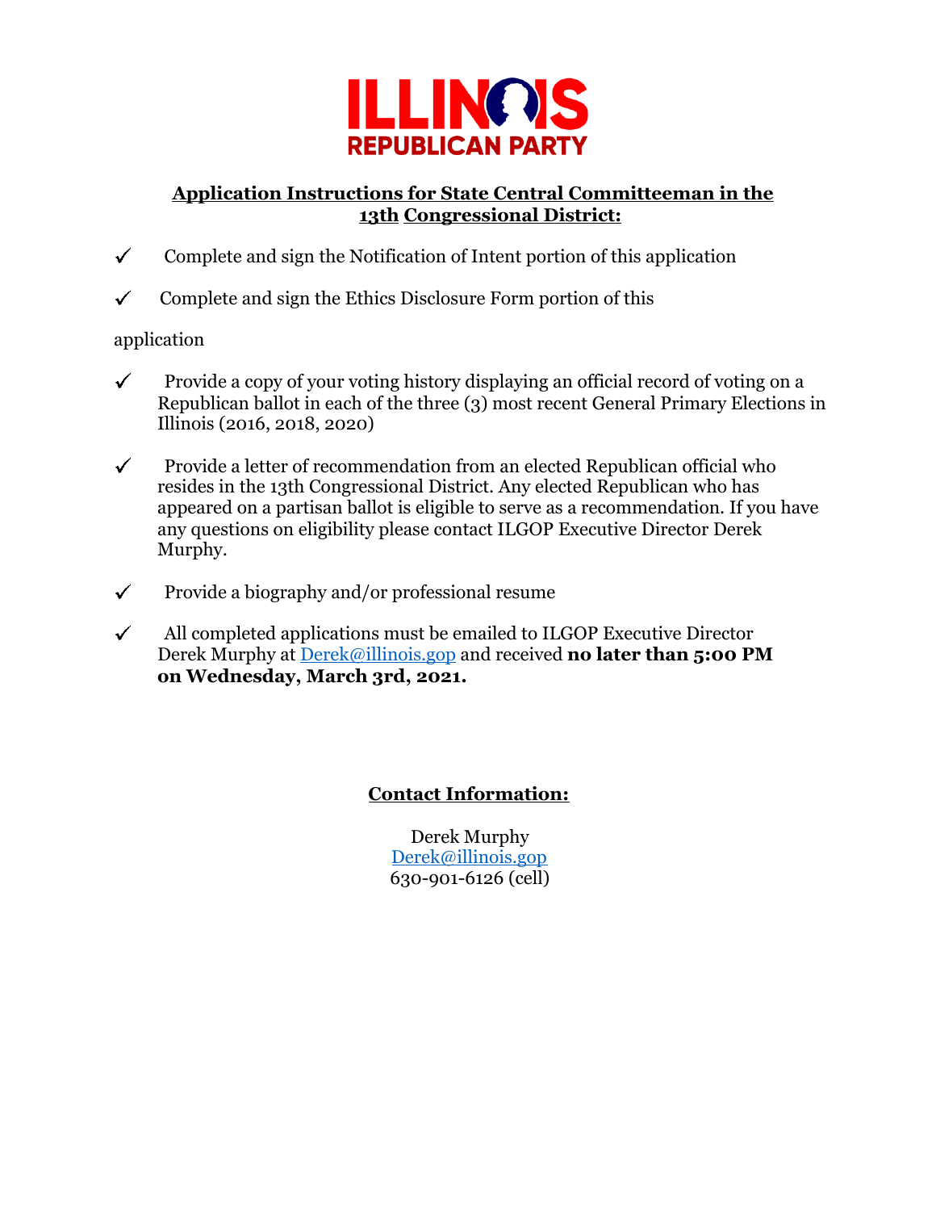ILLINOIS REPUBLICAN PARTY

## Application Instructions for State Central Committeeman in the 13th Congressional District:

- ✓ Complete and sign the Notification of Intent portion of this application
- ✓ Complete and sign the Ethics Disclosure Form portion of this application
- ✓ Provide a copy of your voting history displaying an official record of voting on a Republican ballot in each of the three (3) most recent General Primary Elections in Illinois (2016, 2018, 2020)
- ✓ Provide a letter of recommendation from an elected Republican official who resides in the 13th Congressional District. Any elected Republican who has appeared on a partisan ballot is eligible to serve as a recommendation. If you have any questions on eligibility please contact ILGOP Executive Director Derek Murphy.
- ✓ Provide a biography and/or professional resume
- ✓ All completed applications must be emailed to ILGOP Executive Director Derek Murphy at Derek@illinois.gop and received **no later than 5:00 PM on Wednesday, March 3rd, 2021.**

## Contact Information:

Derek Murphy
Derek@illinois.gop
630-901-6126 (cell)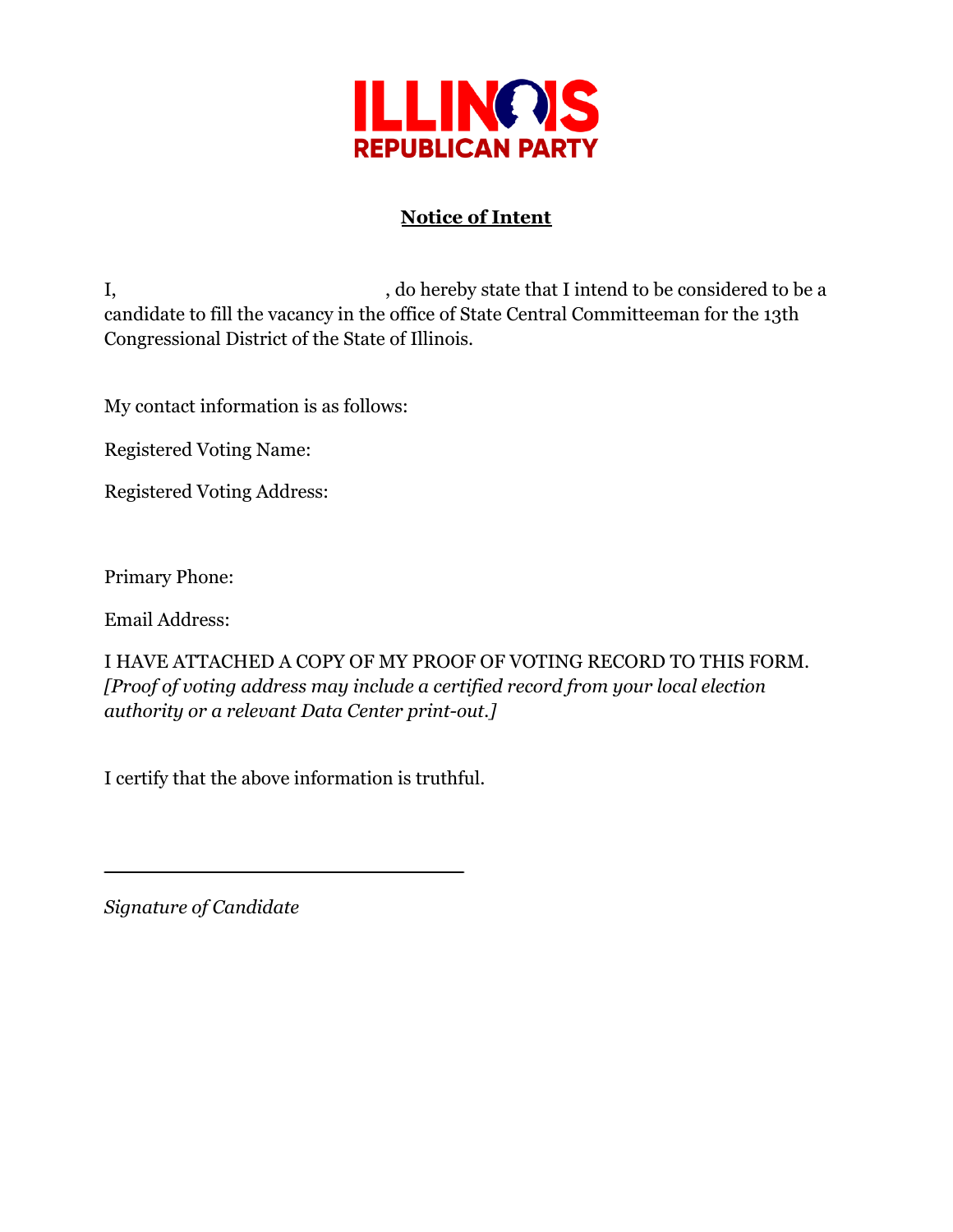ILLINOIS REPUBLICAN PARTY

**<u>Notice of Intent</u>**

I, \_\_\_\_\_\_\_\_\_\_\_\_\_\_\_\_\_\_\_\_\_\_\_\_\_\_\_\_\_\_, do hereby state that I intend to be considered to be a candidate to fill the vacancy in the office of State Central Committeeman for the 13th Congressional District of the State of Illinois.

My contact information is as follows:

Registered Voting Name:

Registered Voting Address:

Primary Phone:

Email Address:

I HAVE ATTACHED A COPY OF MY PROOF OF VOTING RECORD TO THIS FORM. *[Proof of voting address may include a certified record from your local election authority or a relevant Data Center print-out.]*

I certify that the above information is truthful.

\_\_\_\_\_\_\_\_\_\_\_\_\_\_\_\_\_\_\_\_\_\_\_\_\_\_\_\_\_\_

*Signature of Candidate*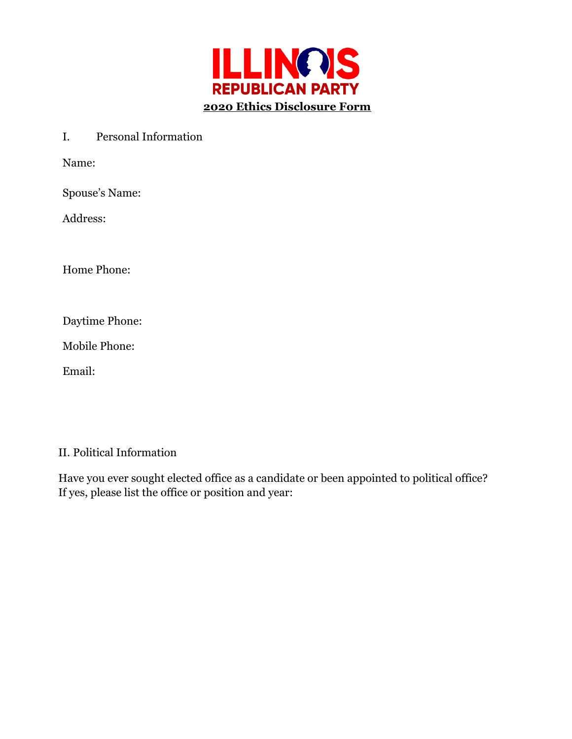# ILLINOIS REPUBLICAN PARTY

**2020 Ethics Disclosure Form**

I. Personal Information

Name:

Spouse's Name:

Address:

Home Phone:

Daytime Phone:

Mobile Phone:

Email:

II. Political Information

Have you ever sought elected office as a candidate or been appointed to political office? If yes, please list the office or position and year: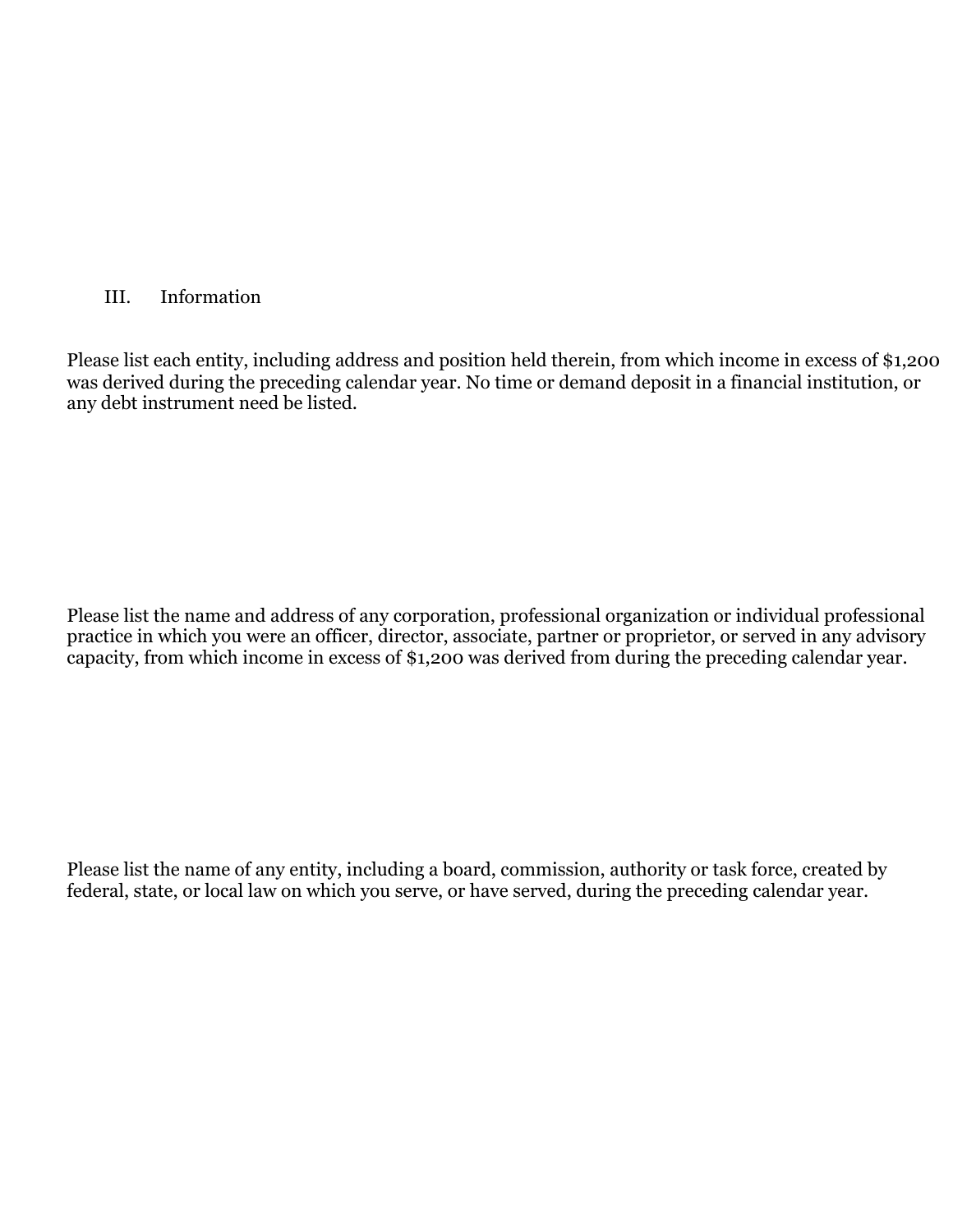## III. Information

Please list each entity, including address and position held therein, from which income in excess of $1,200 was derived during the preceding calendar year. No time or demand deposit in a financial institution, or any debt instrument need be listed.

Please list the name and address of any corporation, professional organization or individual professional practice in which you were an officer, director, associate, partner or proprietor, or served in any advisory capacity, from which income in excess of $1,200 was derived from during the preceding calendar year.

Please list the name of any entity, including a board, commission, authority or task force, created by federal, state, or local law on which you serve, or have served, during the preceding calendar year.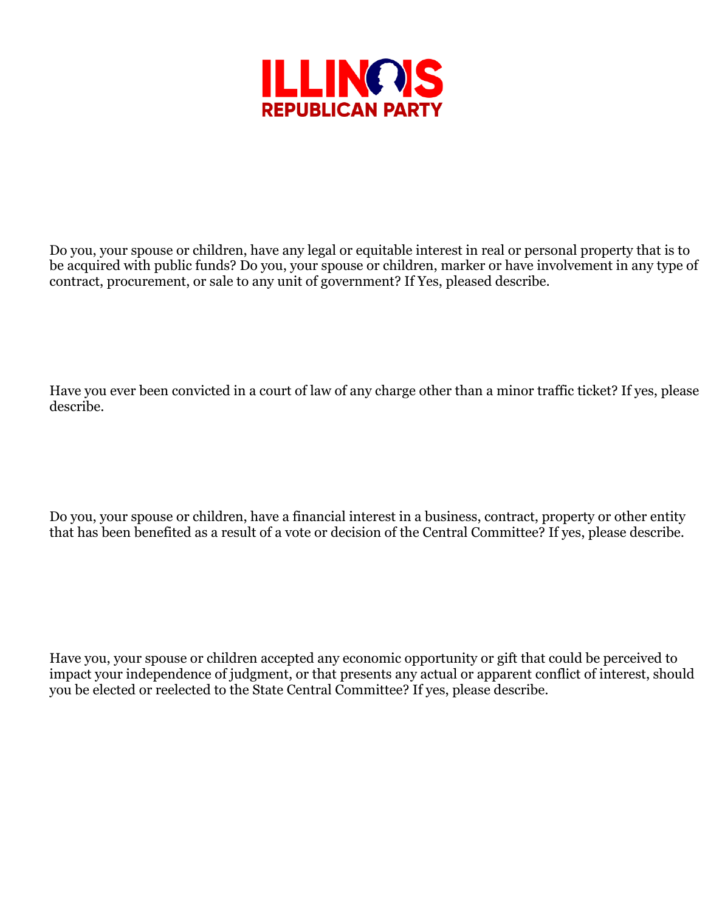ILLINOIS REPUBLICAN PARTY

Do you, your spouse or children, have any legal or equitable interest in real or personal property that is to be acquired with public funds? Do you, your spouse or children, marker or have involvement in any type of contract, procurement, or sale to any unit of government? If Yes, pleased describe.

Have you ever been convicted in a court of law of any charge other than a minor traffic ticket? If yes, please describe.

Do you, your spouse or children, have a financial interest in a business, contract, property or other entity that has been benefited as a result of a vote or decision of the Central Committee? If yes, please describe.

Have you, your spouse or children accepted any economic opportunity or gift that could be perceived to impact your independence of judgment, or that presents any actual or apparent conflict of interest, should you be elected or reelected to the State Central Committee? If yes, please describe.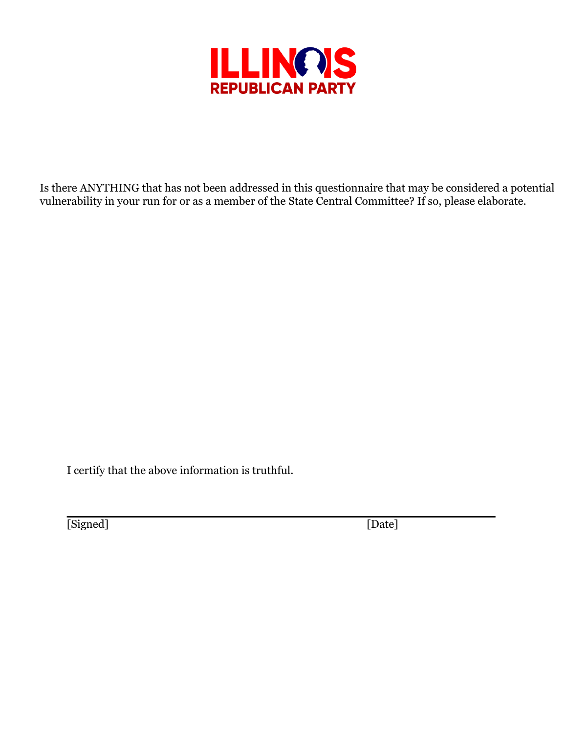Is there ANYTHING that has not been addressed in this questionnaire that may be considered a potential vulnerability in your run for or as a member of the State Central Committee? If so, please elaborate.

I certify that the above information is truthful.

[Signed] [Date]